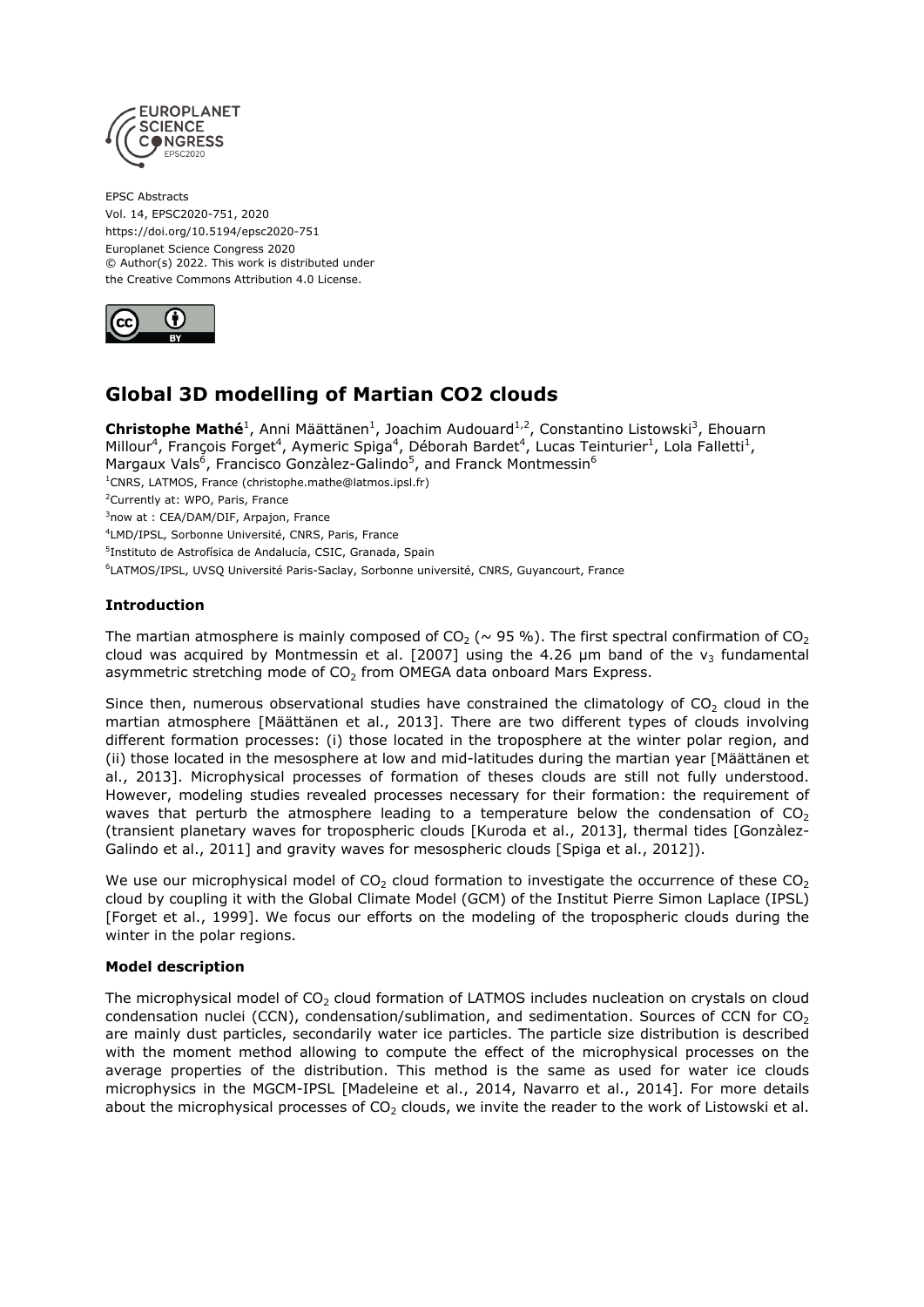EPSC Abstracts
Vol. 14, EPSC2020-751, 2020
https://doi.org/10.5194/epsc2020-751
Europlanet Science Congress 2020
© Author(s) 2022. This work is distributed under
the Creative Commons Attribution 4.0 License.

# Global 3D modelling of Martian CO2 clouds

**Christophe Mathé**[1], Anni Määttänen[1], Joachim Audouard[1,2], Constantino Listowski[3], Ehouarn Millour[4], François Forget[4], Aymeric Spiga[4], Déborah Bardet[4], Lucas Teinturier[1], Lola Falletti[1], Margaux Vals[6], Francisco Gonzàlez-Galindo[5], and Franck Montmessin[6]

[1]CNRS, LATMOS, France (christophe.mathe@latmos.ipsl.fr)
[2]Currently at: WPO, Paris, France
[3]now at : CEA/DAM/DIF, Arpajon, France
[4]LMD/IPSL, Sorbonne Université, CNRS, Paris, France
[5]Instituto de Astrofísica de Andalucía, CSIC, Granada, Spain
[6]LATMOS/IPSL, UVSQ Université Paris-Saclay, Sorbonne université, CNRS, Guyancourt, France

### Introduction

The martian atmosphere is mainly composed of $CO_2$ (~ 95 %). The first spectral confirmation of $CO_2$ cloud was acquired by Montmessin et al. [2007] using the 4.26 µm band of the $v_3$ fundamental asymmetric stretching mode of $CO_2$ from OMEGA data onboard Mars Express.

Since then, numerous observational studies have constrained the climatology of $CO_2$ cloud in the martian atmosphere [Määttänen et al., 2013]. There are two different types of clouds involving different formation processes: (i) those located in the troposphere at the winter polar region, and (ii) those located in the mesosphere at low and mid-latitudes during the martian year [Määttänen et al., 2013]. Microphysical processes of formation of theses clouds are still not fully understood. However, modeling studies revealed processes necessary for their formation: the requirement of waves that perturb the atmosphere leading to a temperature below the condensation of $CO_2$ (transient planetary waves for tropospheric clouds [Kuroda et al., 2013], thermal tides [Gonzàlez-Galindo et al., 2011] and gravity waves for mesospheric clouds [Spiga et al., 2012]).

We use our microphysical model of $CO_2$ cloud formation to investigate the occurrence of these $CO_2$ cloud by coupling it with the Global Climate Model (GCM) of the Institut Pierre Simon Laplace (IPSL) [Forget et al., 1999]. We focus our efforts on the modeling of the tropospheric clouds during the winter in the polar regions.

### Model description

The microphysical model of $CO_2$ cloud formation of LATMOS includes nucleation on crystals on cloud condensation nuclei (CCN), condensation/sublimation, and sedimentation. Sources of CCN for $CO_2$ are mainly dust particles, secondarily water ice particles. The particle size distribution is described with the moment method allowing to compute the effect of the microphysical processes on the average properties of the distribution. This method is the same as used for water ice clouds microphysics in the MGCM-IPSL [Madeleine et al., 2014, Navarro et al., 2014]. For more details about the microphysical processes of $CO_2$ clouds, we invite the reader to the work of Listowski et al.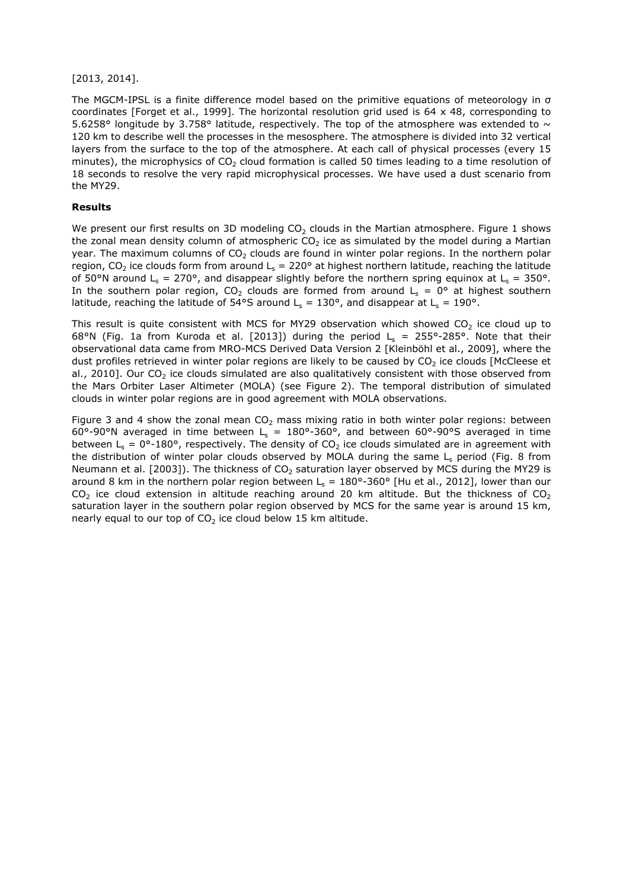[2013, 2014].

The MGCM-IPSL is a finite difference model based on the primitive equations of meteorology in σ coordinates [Forget et al., 1999]. The horizontal resolution grid used is 64 x 48, corresponding to 5.6258° longitude by 3.758° latitude, respectively. The top of the atmosphere was extended to ~ 120 km to describe well the processes in the mesosphere. The atmosphere is divided into 32 vertical layers from the surface to the top of the atmosphere. At each call of physical processes (every 15 minutes), the microphysics of $CO_2$ cloud formation is called 50 times leading to a time resolution of 18 seconds to resolve the very rapid microphysical processes. We have used a dust scenario from the MY29.

**Results**

We present our first results on 3D modeling $CO_2$ clouds in the Martian atmosphere. Figure 1 shows the zonal mean density column of atmospheric $CO_2$ ice as simulated by the model during a Martian year. The maximum columns of $CO_2$ clouds are found in winter polar regions. In the northern polar region, $CO_2$ ice clouds form from around $L_s$ = 220° at highest northern latitude, reaching the latitude of 50°N around $L_s$ = 270°, and disappear slightly before the northern spring equinox at $L_s$ = 350°. In the southern polar region, $CO_2$ clouds are formed from around $L_s$ = 0° at highest southern latitude, reaching the latitude of 54°S around $L_s$ = 130°, and disappear at $L_s$ = 190°.

This result is quite consistent with MCS for MY29 observation which showed $CO_2$ ice cloud up to 68°N (Fig. 1a from Kuroda et al. [2013]) during the period $L_s$ = 255°-285°. Note that their observational data came from MRO-MCS Derived Data Version 2 [Kleinböhl et al., 2009], where the dust profiles retrieved in winter polar regions are likely to be caused by $CO_2$ ice clouds [McCleese et al., 2010]. Our $CO_2$ ice clouds simulated are also qualitatively consistent with those observed from the Mars Orbiter Laser Altimeter (MOLA) (see Figure 2). The temporal distribution of simulated clouds in winter polar regions are in good agreement with MOLA observations.

Figure 3 and 4 show the zonal mean $CO_2$ mass mixing ratio in both winter polar regions: between 60°-90°N averaged in time between $L_s$ = 180°-360°, and between 60°-90°S averaged in time between $L_s$ = 0°-180°, respectively. The density of $CO_2$ ice clouds simulated are in agreement with the distribution of winter polar clouds observed by MOLA during the same $L_s$ period (Fig. 8 from Neumann et al. [2003]). The thickness of $CO_2$ saturation layer observed by MCS during the MY29 is around 8 km in the northern polar region between $L_s$ = 180°-360° [Hu et al., 2012], lower than our $CO_2$ ice cloud extension in altitude reaching around 20 km altitude. But the thickness of $CO_2$ saturation layer in the southern polar region observed by MCS for the same year is around 15 km, nearly equal to our top of $CO_2$ ice cloud below 15 km altitude.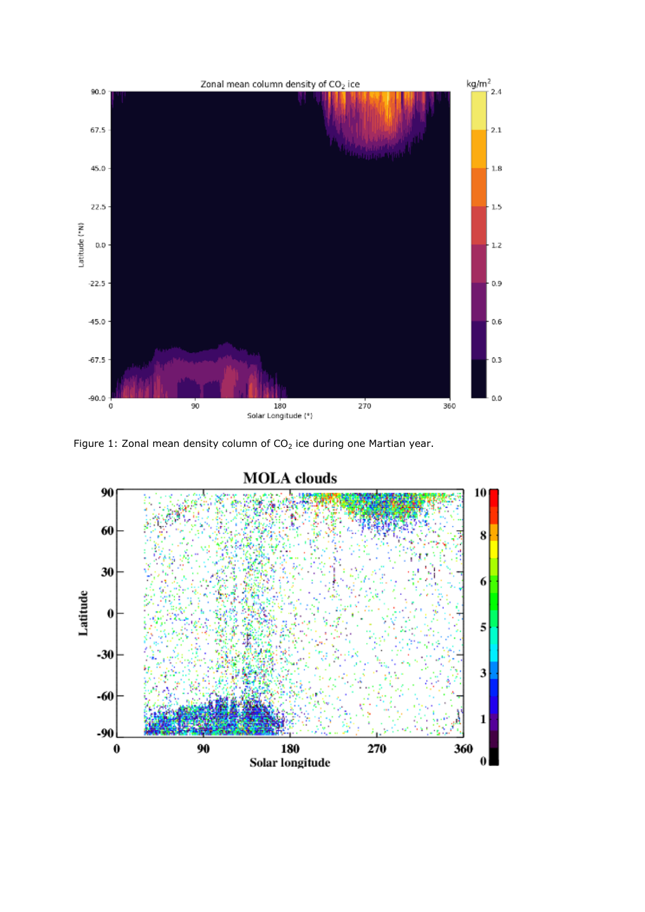Figure 1: Zonal mean density column of $CO_2$ ice during one Martian year.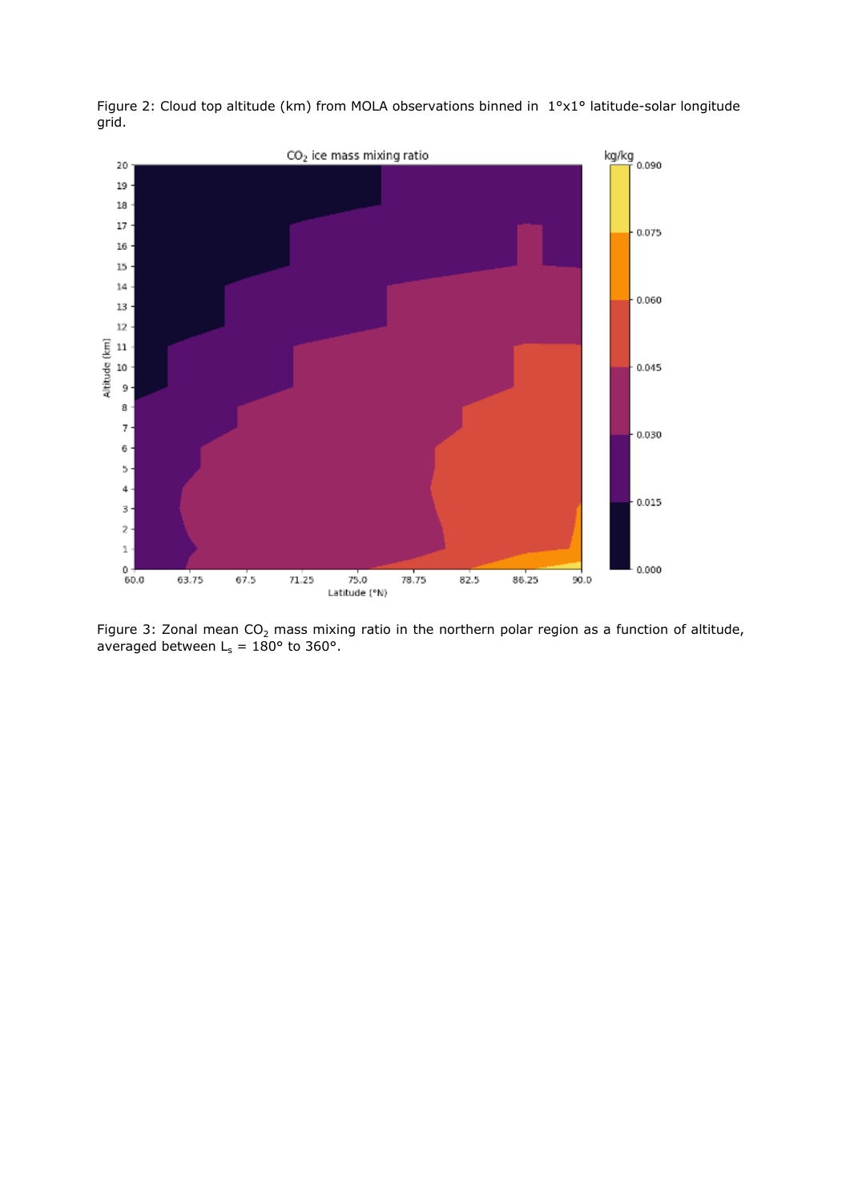Figure 2: Cloud top altitude (km) from MOLA observations binned in 1°x1° latitude-solar longitude grid.

Figure 3: Zonal mean $CO_2$ mass mixing ratio in the northern polar region as a function of altitude, averaged between $L_s$ = 180° to 360°.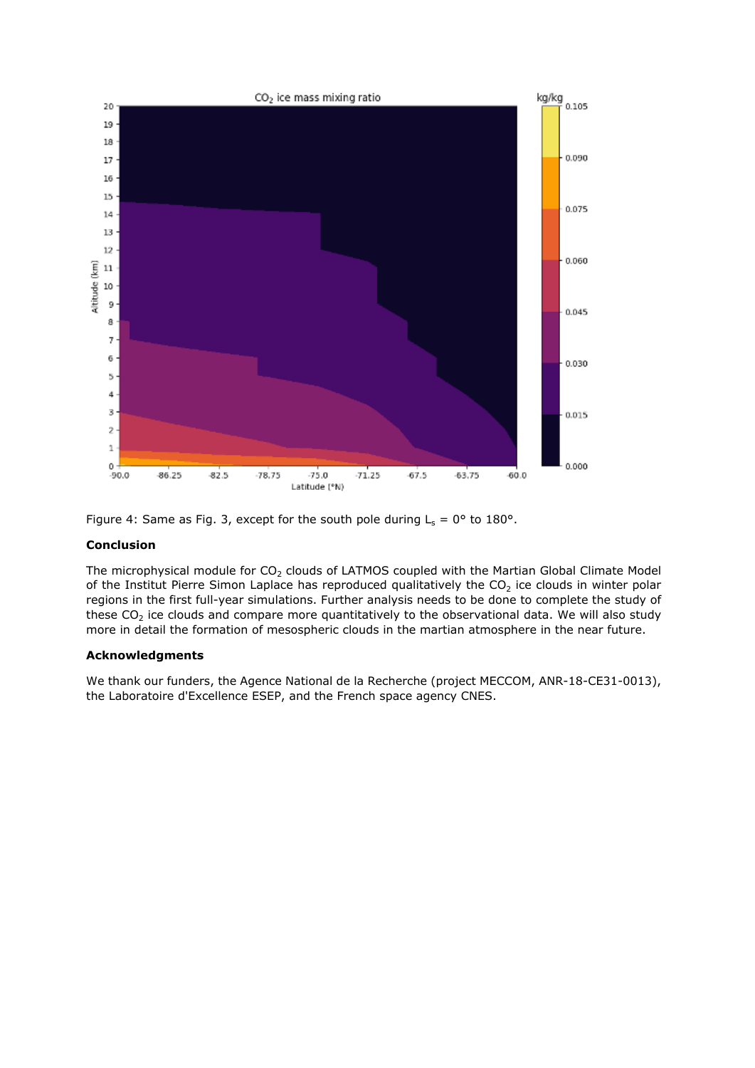$CO_2$ ice mass mixing ratio

kg/kg

0.105
0.090
0.075
0.060
0.045
0.030
0.015
0.000

Altitude (km)

20
19
18
17
16
15
14
13
12
11
10
9
8
7
6
5
4
3
2
1
0

-90.0 -86.25 -82.5 -78.75 -75.0 -71.25 -67.5 -63.75 -60.0

Latitude (°N)

Figure 4: Same as Fig. 3, except for the south pole during $L_s$ = 0° to 180°.

**Conclusion**

The microphysical module for $CO_2$ clouds of LATMOS coupled with the Martian Global Climate Model of the Institut Pierre Simon Laplace has reproduced qualitatively the $CO_2$ ice clouds in winter polar regions in the first full-year simulations. Further analysis needs to be done to complete the study of these $CO_2$ ice clouds and compare more quantitatively to the observational data. We will also study more in detail the formation of mesospheric clouds in the martian atmosphere in the near future.

**Acknowledgments**

We thank our funders, the Agence National de la Recherche (project MECCOM, ANR-18-CE31-0013), the Laboratoire d'Excellence ESEP, and the French space agency CNES.